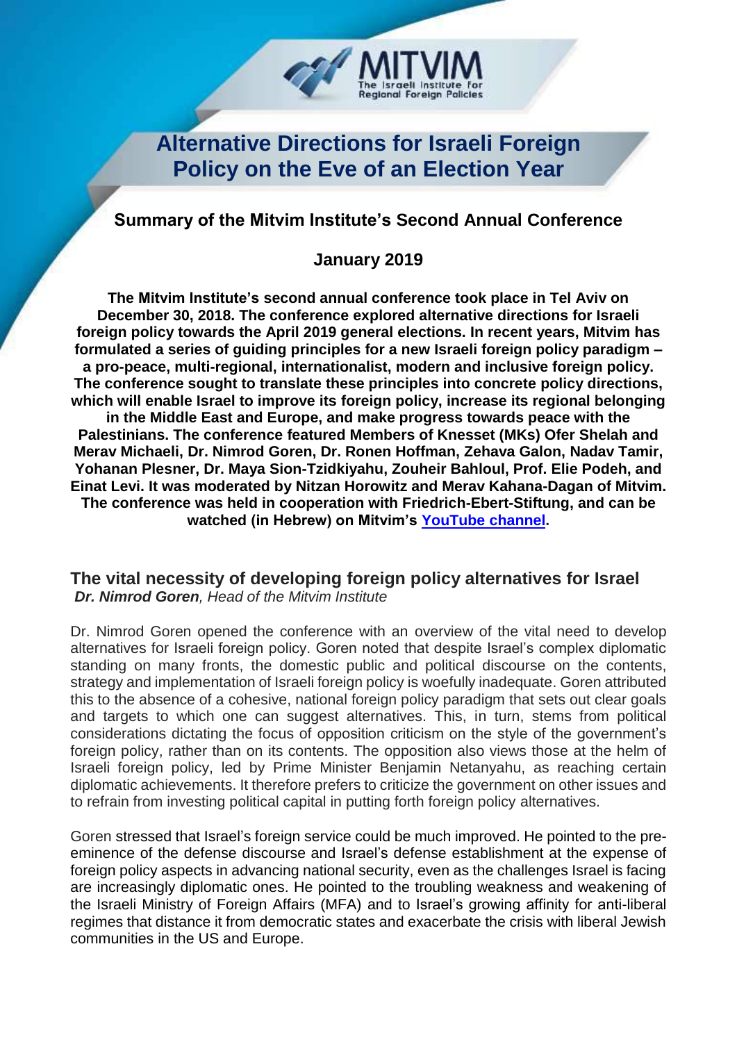MITVIM
The Israeli Institute for Regional Foreign Policies

# Alternative Directions for Israeli Foreign Policy on the Eve of an Election Year

### Summary of the Mitvim Institute's Second Annual Conference

### January 2019

**The Mitvim Institute's second annual conference took place in Tel Aviv on December 30, 2018. The conference explored alternative directions for Israeli foreign policy towards the April 2019 general elections. In recent years, Mitvim has formulated a series of guiding principles for a new Israeli foreign policy paradigm – a pro-peace, multi-regional, internationalist, modern and inclusive foreign policy. The conference sought to translate these principles into concrete policy directions, which will enable Israel to improve its foreign policy, increase its regional belonging in the Middle East and Europe, and make progress towards peace with the Palestinians. The conference featured Members of Knesset (MKs) Ofer Shelah and Merav Michaeli, Dr. Nimrod Goren, Dr. Ronen Hoffman, Zehava Galon, Nadav Tamir, Yohanan Plesner, Dr. Maya Sion-Tzidkiyahu, Zouheir Bahloul, Prof. Elie Podeh, and Einat Levi. It was moderated by Nitzan Horowitz and Merav Kahana-Dagan of Mitvim. The conference was held in cooperation with Friedrich-Ebert-Stiftung, and can be watched (in Hebrew) on Mitvim's YouTube channel.**

## The vital necessity of developing foreign policy alternatives for Israel

***Dr. Nimrod Goren****, Head of the Mitvim Institute*

Dr. Nimrod Goren opened the conference with an overview of the vital need to develop alternatives for Israeli foreign policy. Goren noted that despite Israel's complex diplomatic standing on many fronts, the domestic public and political discourse on the contents, strategy and implementation of Israeli foreign policy is woefully inadequate. Goren attributed this to the absence of a cohesive, national foreign policy paradigm that sets out clear goals and targets to which one can suggest alternatives. This, in turn, stems from political considerations dictating the focus of opposition criticism on the style of the government's foreign policy, rather than on its contents. The opposition also views those at the helm of Israeli foreign policy, led by Prime Minister Benjamin Netanyahu, as reaching certain diplomatic achievements. It therefore prefers to criticize the government on other issues and to refrain from investing political capital in putting forth foreign policy alternatives.

Goren stressed that Israel's foreign service could be much improved. He pointed to the pre-eminence of the defense discourse and Israel's defense establishment at the expense of foreign policy aspects in advancing national security, even as the challenges Israel is facing are increasingly diplomatic ones. He pointed to the troubling weakness and weakening of the Israeli Ministry of Foreign Affairs (MFA) and to Israel's growing affinity for anti-liberal regimes that distance it from democratic states and exacerbate the crisis with liberal Jewish communities in the US and Europe.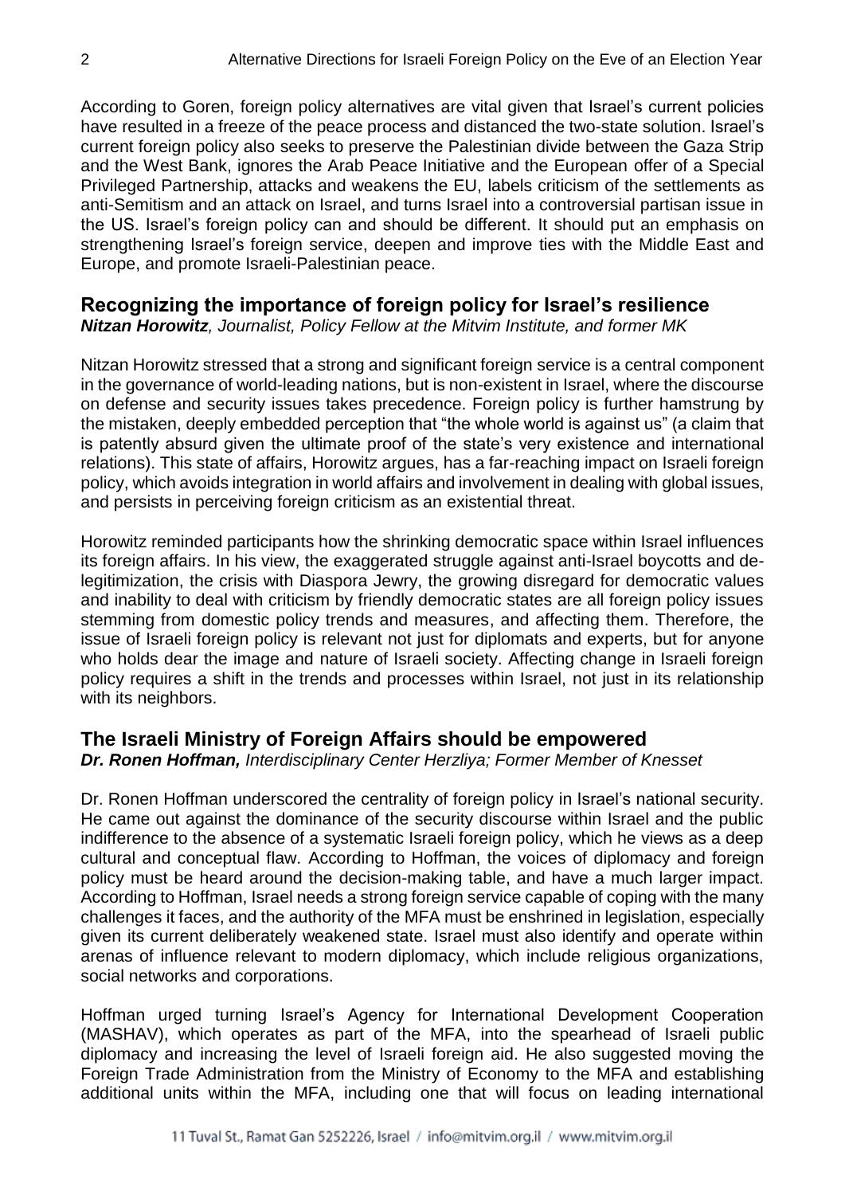According to Goren, foreign policy alternatives are vital given that Israel's current policies have resulted in a freeze of the peace process and distanced the two-state solution. Israel's current foreign policy also seeks to preserve the Palestinian divide between the Gaza Strip and the West Bank, ignores the Arab Peace Initiative and the European offer of a Special Privileged Partnership, attacks and weakens the EU, labels criticism of the settlements as anti-Semitism and an attack on Israel, and turns Israel into a controversial partisan issue in the US. Israel's foreign policy can and should be different. It should put an emphasis on strengthening Israel's foreign service, deepen and improve ties with the Middle East and Europe, and promote Israeli-Palestinian peace.

## Recognizing the importance of foreign policy for Israel's resilience

***Nitzan Horowitz**, Journalist, Policy Fellow at the Mitvim Institute, and former MK*

Nitzan Horowitz stressed that a strong and significant foreign service is a central component in the governance of world-leading nations, but is non-existent in Israel, where the discourse on defense and security issues takes precedence. Foreign policy is further hamstrung by the mistaken, deeply embedded perception that "the whole world is against us" (a claim that is patently absurd given the ultimate proof of the state's very existence and international relations). This state of affairs, Horowitz argues, has a far-reaching impact on Israeli foreign policy, which avoids integration in world affairs and involvement in dealing with global issues, and persists in perceiving foreign criticism as an existential threat.

Horowitz reminded participants how the shrinking democratic space within Israel influences its foreign affairs. In his view, the exaggerated struggle against anti-Israel boycotts and de-legitimization, the crisis with Diaspora Jewry, the growing disregard for democratic values and inability to deal with criticism by friendly democratic states are all foreign policy issues stemming from domestic policy trends and measures, and affecting them. Therefore, the issue of Israeli foreign policy is relevant not just for diplomats and experts, but for anyone who holds dear the image and nature of Israeli society. Affecting change in Israeli foreign policy requires a shift in the trends and processes within Israel, not just in its relationship with its neighbors.

## The Israeli Ministry of Foreign Affairs should be empowered

***Dr. Ronen Hoffman,** Interdisciplinary Center Herzliya; Former Member of Knesset*

Dr. Ronen Hoffman underscored the centrality of foreign policy in Israel's national security. He came out against the dominance of the security discourse within Israel and the public indifference to the absence of a systematic Israeli foreign policy, which he views as a deep cultural and conceptual flaw. According to Hoffman, the voices of diplomacy and foreign policy must be heard around the decision-making table, and have a much larger impact. According to Hoffman, Israel needs a strong foreign service capable of coping with the many challenges it faces, and the authority of the MFA must be enshrined in legislation, especially given its current deliberately weakened state. Israel must also identify and operate within arenas of influence relevant to modern diplomacy, which include religious organizations, social networks and corporations.

Hoffman urged turning Israel's Agency for International Development Cooperation (MASHAV), which operates as part of the MFA, into the spearhead of Israeli public diplomacy and increasing the level of Israeli foreign aid. He also suggested moving the Foreign Trade Administration from the Ministry of Economy to the MFA and establishing additional units within the MFA, including one that will focus on leading international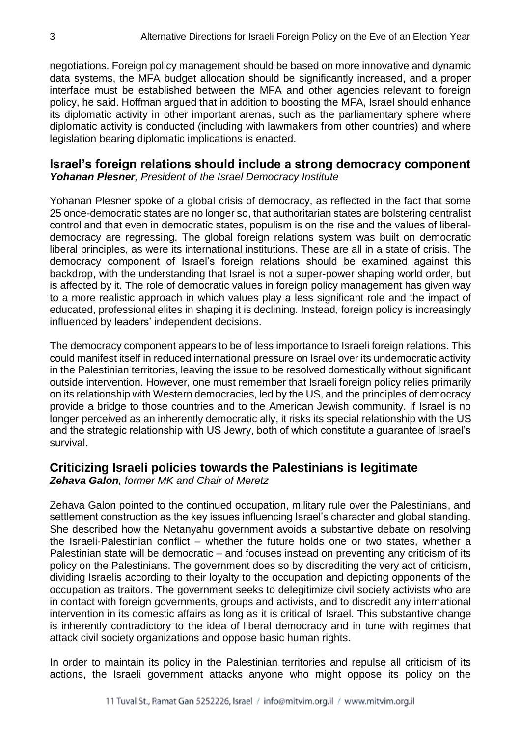negotiations. Foreign policy management should be based on more innovative and dynamic data systems, the MFA budget allocation should be significantly increased, and a proper interface must be established between the MFA and other agencies relevant to foreign policy, he said. Hoffman argued that in addition to boosting the MFA, Israel should enhance its diplomatic activity in other important arenas, such as the parliamentary sphere where diplomatic activity is conducted (including with lawmakers from other countries) and where legislation bearing diplomatic implications is enacted.

## Israel's foreign relations should include a strong democracy component

***Yohanan Plesner**, President of the Israel Democracy Institute*

Yohanan Plesner spoke of a global crisis of democracy, as reflected in the fact that some 25 once-democratic states are no longer so, that authoritarian states are bolstering centralist control and that even in democratic states, populism is on the rise and the values of liberal-democracy are regressing. The global foreign relations system was built on democratic liberal principles, as were its international institutions. These are all in a state of crisis. The democracy component of Israel's foreign relations should be examined against this backdrop, with the understanding that Israel is not a super-power shaping world order, but is affected by it. The role of democratic values in foreign policy management has given way to a more realistic approach in which values play a less significant role and the impact of educated, professional elites in shaping it is declining. Instead, foreign policy is increasingly influenced by leaders' independent decisions.

The democracy component appears to be of less importance to Israeli foreign relations. This could manifest itself in reduced international pressure on Israel over its undemocratic activity in the Palestinian territories, leaving the issue to be resolved domestically without significant outside intervention. However, one must remember that Israeli foreign policy relies primarily on its relationship with Western democracies, led by the US, and the principles of democracy provide a bridge to those countries and to the American Jewish community. If Israel is no longer perceived as an inherently democratic ally, it risks its special relationship with the US and the strategic relationship with US Jewry, both of which constitute a guarantee of Israel's survival.

## Criticizing Israeli policies towards the Palestinians is legitimate

***Zehava Galon**, former MK and Chair of Meretz*

Zehava Galon pointed to the continued occupation, military rule over the Palestinians, and settlement construction as the key issues influencing Israel's character and global standing. She described how the Netanyahu government avoids a substantive debate on resolving the Israeli-Palestinian conflict – whether the future holds one or two states, whether a Palestinian state will be democratic – and focuses instead on preventing any criticism of its policy on the Palestinians. The government does so by discrediting the very act of criticism, dividing Israelis according to their loyalty to the occupation and depicting opponents of the occupation as traitors. The government seeks to delegitimize civil society activists who are in contact with foreign governments, groups and activists, and to discredit any international intervention in its domestic affairs as long as it is critical of Israel. This substantive change is inherently contradictory to the idea of liberal democracy and in tune with regimes that attack civil society organizations and oppose basic human rights.

In order to maintain its policy in the Palestinian territories and repulse all criticism of its actions, the Israeli government attacks anyone who might oppose its policy on the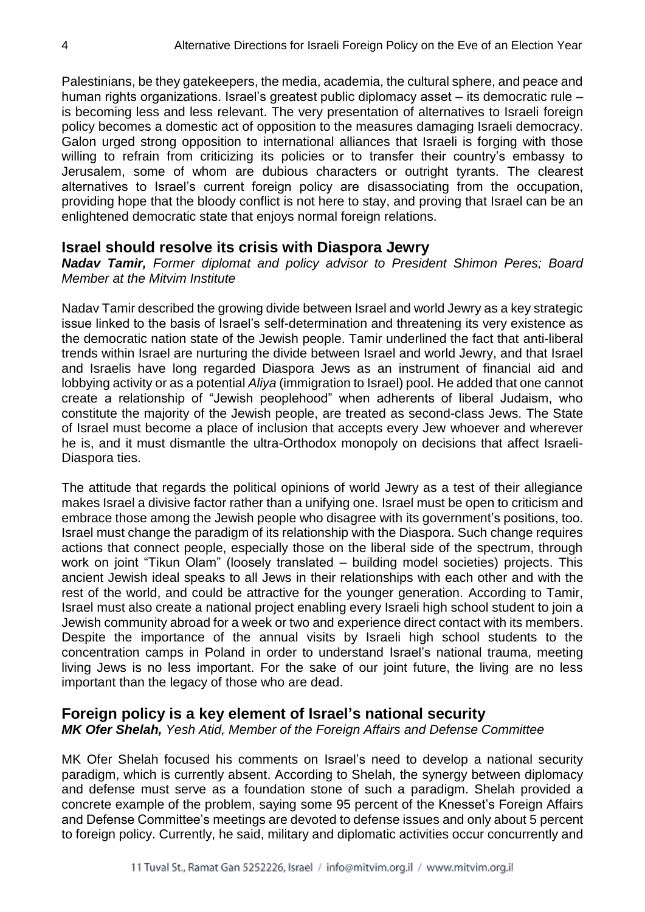Palestinians, be they gatekeepers, the media, academia, the cultural sphere, and peace and human rights organizations. Israel's greatest public diplomacy asset – its democratic rule – is becoming less and less relevant. The very presentation of alternatives to Israeli foreign policy becomes a domestic act of opposition to the measures damaging Israeli democracy. Galon urged strong opposition to international alliances that Israeli is forging with those willing to refrain from criticizing its policies or to transfer their country's embassy to Jerusalem, some of whom are dubious characters or outright tyrants. The clearest alternatives to Israel's current foreign policy are disassociating from the occupation, providing hope that the bloody conflict is not here to stay, and proving that Israel can be an enlightened democratic state that enjoys normal foreign relations.

## Israel should resolve its crisis with Diaspora Jewry

***Nadav Tamir,*** *Former diplomat and policy advisor to President Shimon Peres; Board Member at the Mitvim Institute*

Nadav Tamir described the growing divide between Israel and world Jewry as a key strategic issue linked to the basis of Israel's self-determination and threatening its very existence as the democratic nation state of the Jewish people. Tamir underlined the fact that anti-liberal trends within Israel are nurturing the divide between Israel and world Jewry, and that Israel and Israelis have long regarded Diaspora Jews as an instrument of financial aid and lobbying activity or as a potential *Aliya* (immigration to Israel) pool. He added that one cannot create a relationship of "Jewish peoplehood" when adherents of liberal Judaism, who constitute the majority of the Jewish people, are treated as second-class Jews. The State of Israel must become a place of inclusion that accepts every Jew whoever and wherever he is, and it must dismantle the ultra-Orthodox monopoly on decisions that affect Israeli-Diaspora ties.

The attitude that regards the political opinions of world Jewry as a test of their allegiance makes Israel a divisive factor rather than a unifying one. Israel must be open to criticism and embrace those among the Jewish people who disagree with its government's positions, too. Israel must change the paradigm of its relationship with the Diaspora. Such change requires actions that connect people, especially those on the liberal side of the spectrum, through work on joint "Tikun Olam" (loosely translated – building model societies) projects. This ancient Jewish ideal speaks to all Jews in their relationships with each other and with the rest of the world, and could be attractive for the younger generation. According to Tamir, Israel must also create a national project enabling every Israeli high school student to join a Jewish community abroad for a week or two and experience direct contact with its members. Despite the importance of the annual visits by Israeli high school students to the concentration camps in Poland in order to understand Israel's national trauma, meeting living Jews is no less important. For the sake of our joint future, the living are no less important than the legacy of those who are dead.

## Foreign policy is a key element of Israel's national security

***MK Ofer Shelah,*** *Yesh Atid, Member of the Foreign Affairs and Defense Committee*

MK Ofer Shelah focused his comments on Israel's need to develop a national security paradigm, which is currently absent. According to Shelah, the synergy between diplomacy and defense must serve as a foundation stone of such a paradigm. Shelah provided a concrete example of the problem, saying some 95 percent of the Knesset's Foreign Affairs and Defense Committee's meetings are devoted to defense issues and only about 5 percent to foreign policy. Currently, he said, military and diplomatic activities occur concurrently and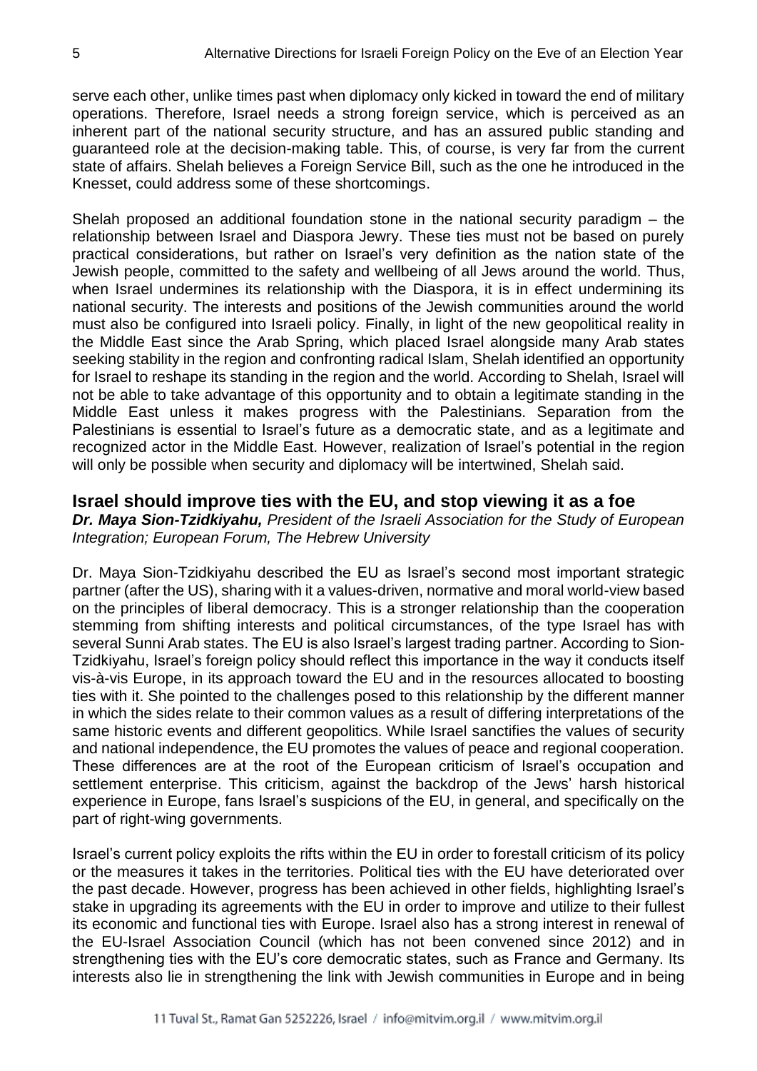serve each other, unlike times past when diplomacy only kicked in toward the end of military operations. Therefore, Israel needs a strong foreign service, which is perceived as an inherent part of the national security structure, and has an assured public standing and guaranteed role at the decision-making table. This, of course, is very far from the current state of affairs. Shelah believes a Foreign Service Bill, such as the one he introduced in the Knesset, could address some of these shortcomings.

Shelah proposed an additional foundation stone in the national security paradigm – the relationship between Israel and Diaspora Jewry. These ties must not be based on purely practical considerations, but rather on Israel's very definition as the nation state of the Jewish people, committed to the safety and wellbeing of all Jews around the world. Thus, when Israel undermines its relationship with the Diaspora, it is in effect undermining its national security. The interests and positions of the Jewish communities around the world must also be configured into Israeli policy. Finally, in light of the new geopolitical reality in the Middle East since the Arab Spring, which placed Israel alongside many Arab states seeking stability in the region and confronting radical Islam, Shelah identified an opportunity for Israel to reshape its standing in the region and the world. According to Shelah, Israel will not be able to take advantage of this opportunity and to obtain a legitimate standing in the Middle East unless it makes progress with the Palestinians. Separation from the Palestinians is essential to Israel's future as a democratic state, and as a legitimate and recognized actor in the Middle East. However, realization of Israel's potential in the region will only be possible when security and diplomacy will be intertwined, Shelah said.

## Israel should improve ties with the EU, and stop viewing it as a foe

***Dr. Maya Sion-Tzidkiyahu,*** *President of the Israeli Association for the Study of European Integration; European Forum, The Hebrew University*

Dr. Maya Sion-Tzidkiyahu described the EU as Israel's second most important strategic partner (after the US), sharing with it a values-driven, normative and moral world-view based on the principles of liberal democracy. This is a stronger relationship than the cooperation stemming from shifting interests and political circumstances, of the type Israel has with several Sunni Arab states. The EU is also Israel's largest trading partner. According to Sion-Tzidkiyahu, Israel's foreign policy should reflect this importance in the way it conducts itself vis-à-vis Europe, in its approach toward the EU and in the resources allocated to boosting ties with it. She pointed to the challenges posed to this relationship by the different manner in which the sides relate to their common values as a result of differing interpretations of the same historic events and different geopolitics. While Israel sanctifies the values of security and national independence, the EU promotes the values of peace and regional cooperation. These differences are at the root of the European criticism of Israel's occupation and settlement enterprise. This criticism, against the backdrop of the Jews' harsh historical experience in Europe, fans Israel's suspicions of the EU, in general, and specifically on the part of right-wing governments.

Israel's current policy exploits the rifts within the EU in order to forestall criticism of its policy or the measures it takes in the territories. Political ties with the EU have deteriorated over the past decade. However, progress has been achieved in other fields, highlighting Israel's stake in upgrading its agreements with the EU in order to improve and utilize to their fullest its economic and functional ties with Europe. Israel also has a strong interest in renewal of the EU-Israel Association Council (which has not been convened since 2012) and in strengthening ties with the EU's core democratic states, such as France and Germany. Its interests also lie in strengthening the link with Jewish communities in Europe and in being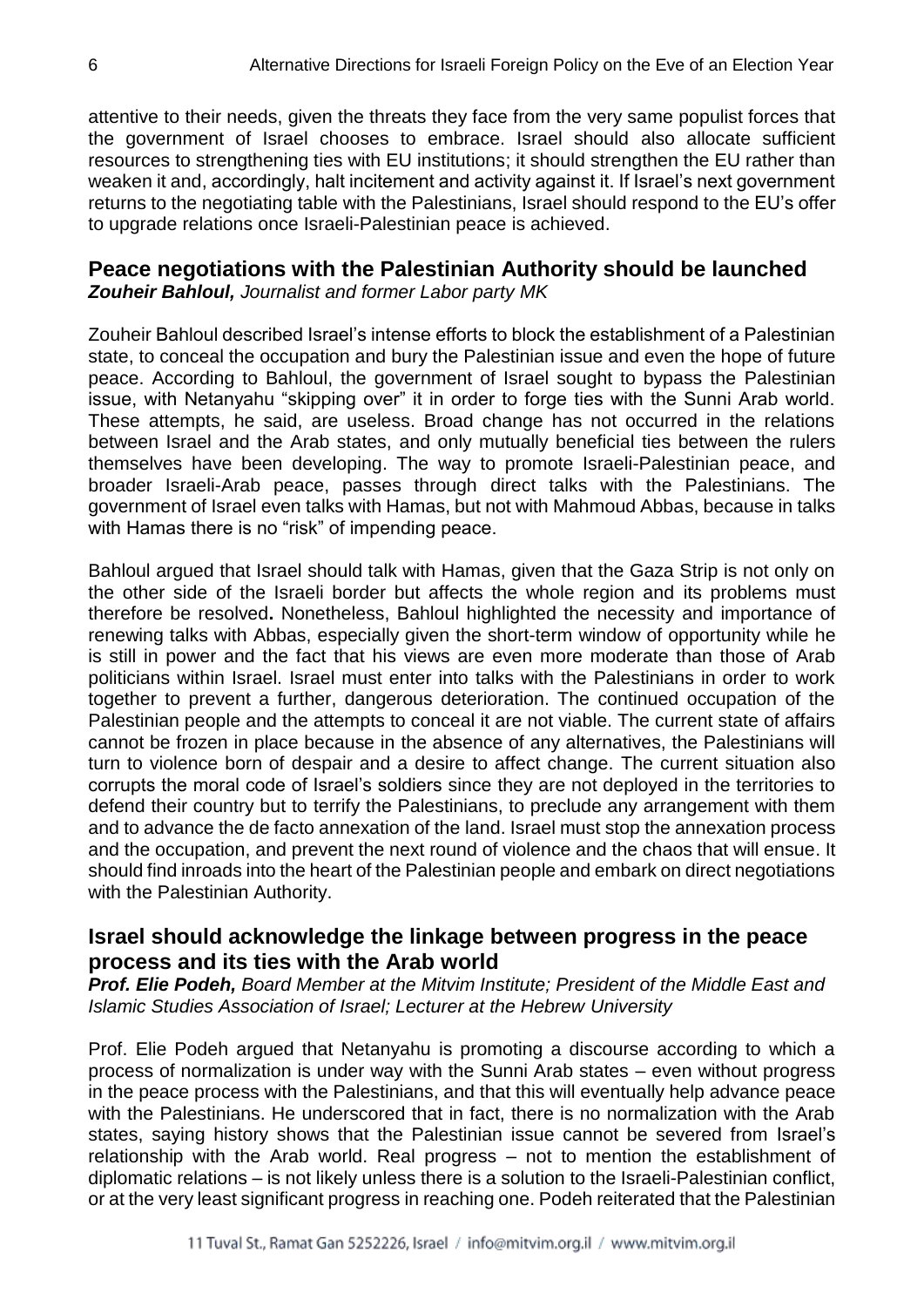attentive to their needs, given the threats they face from the very same populist forces that the government of Israel chooses to embrace. Israel should also allocate sufficient resources to strengthening ties with EU institutions; it should strengthen the EU rather than weaken it and, accordingly, halt incitement and activity against it. If Israel's next government returns to the negotiating table with the Palestinians, Israel should respond to the EU's offer to upgrade relations once Israeli-Palestinian peace is achieved.

## Peace negotiations with the Palestinian Authority should be launched

***Zouheir Bahloul,*** *Journalist and former Labor party MK*

Zouheir Bahloul described Israel's intense efforts to block the establishment of a Palestinian state, to conceal the occupation and bury the Palestinian issue and even the hope of future peace. According to Bahloul, the government of Israel sought to bypass the Palestinian issue, with Netanyahu "skipping over" it in order to forge ties with the Sunni Arab world. These attempts, he said, are useless. Broad change has not occurred in the relations between Israel and the Arab states, and only mutually beneficial ties between the rulers themselves have been developing. The way to promote Israeli-Palestinian peace, and broader Israeli-Arab peace, passes through direct talks with the Palestinians. The government of Israel even talks with Hamas, but not with Mahmoud Abbas, because in talks with Hamas there is no "risk" of impending peace.

Bahloul argued that Israel should talk with Hamas, given that the Gaza Strip is not only on the other side of the Israeli border but affects the whole region and its problems must therefore be resolved**.** Nonetheless, Bahloul highlighted the necessity and importance of renewing talks with Abbas, especially given the short-term window of opportunity while he is still in power and the fact that his views are even more moderate than those of Arab politicians within Israel. Israel must enter into talks with the Palestinians in order to work together to prevent a further, dangerous deterioration. The continued occupation of the Palestinian people and the attempts to conceal it are not viable. The current state of affairs cannot be frozen in place because in the absence of any alternatives, the Palestinians will turn to violence born of despair and a desire to affect change. The current situation also corrupts the moral code of Israel's soldiers since they are not deployed in the territories to defend their country but to terrify the Palestinians, to preclude any arrangement with them and to advance the de facto annexation of the land. Israel must stop the annexation process and the occupation, and prevent the next round of violence and the chaos that will ensue. It should find inroads into the heart of the Palestinian people and embark on direct negotiations with the Palestinian Authority.

## Israel should acknowledge the linkage between progress in the peace process and its ties with the Arab world

***Prof. Elie Podeh,*** *Board Member at the Mitvim Institute; President of the Middle East and Islamic Studies Association of Israel; Lecturer at the Hebrew University*

Prof. Elie Podeh argued that Netanyahu is promoting a discourse according to which a process of normalization is under way with the Sunni Arab states – even without progress in the peace process with the Palestinians, and that this will eventually help advance peace with the Palestinians. He underscored that in fact, there is no normalization with the Arab states, saying history shows that the Palestinian issue cannot be severed from Israel's relationship with the Arab world. Real progress – not to mention the establishment of diplomatic relations – is not likely unless there is a solution to the Israeli-Palestinian conflict, or at the very least significant progress in reaching one. Podeh reiterated that the Palestinian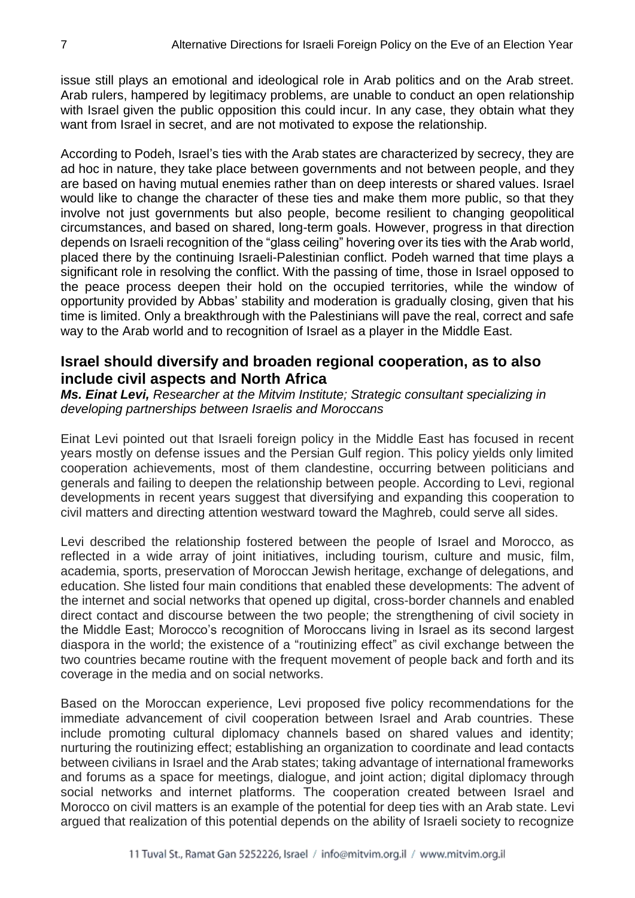issue still plays an emotional and ideological role in Arab politics and on the Arab street. Arab rulers, hampered by legitimacy problems, are unable to conduct an open relationship with Israel given the public opposition this could incur. In any case, they obtain what they want from Israel in secret, and are not motivated to expose the relationship.

According to Podeh, Israel's ties with the Arab states are characterized by secrecy, they are ad hoc in nature, they take place between governments and not between people, and they are based on having mutual enemies rather than on deep interests or shared values. Israel would like to change the character of these ties and make them more public, so that they involve not just governments but also people, become resilient to changing geopolitical circumstances, and based on shared, long-term goals. However, progress in that direction depends on Israeli recognition of the "glass ceiling" hovering over its ties with the Arab world, placed there by the continuing Israeli-Palestinian conflict. Podeh warned that time plays a significant role in resolving the conflict. With the passing of time, those in Israel opposed to the peace process deepen their hold on the occupied territories, while the window of opportunity provided by Abbas' stability and moderation is gradually closing, given that his time is limited. Only a breakthrough with the Palestinians will pave the real, correct and safe way to the Arab world and to recognition of Israel as a player in the Middle East.

## Israel should diversify and broaden regional cooperation, as to also include civil aspects and North Africa

***Ms. Einat Levi,*** *Researcher at the Mitvim Institute; Strategic consultant specializing in developing partnerships between Israelis and Moroccans*

Einat Levi pointed out that Israeli foreign policy in the Middle East has focused in recent years mostly on defense issues and the Persian Gulf region. This policy yields only limited cooperation achievements, most of them clandestine, occurring between politicians and generals and failing to deepen the relationship between people. According to Levi, regional developments in recent years suggest that diversifying and expanding this cooperation to civil matters and directing attention westward toward the Maghreb, could serve all sides.

Levi described the relationship fostered between the people of Israel and Morocco, as reflected in a wide array of joint initiatives, including tourism, culture and music, film, academia, sports, preservation of Moroccan Jewish heritage, exchange of delegations, and education. She listed four main conditions that enabled these developments: The advent of the internet and social networks that opened up digital, cross-border channels and enabled direct contact and discourse between the two people; the strengthening of civil society in the Middle East; Morocco's recognition of Moroccans living in Israel as its second largest diaspora in the world; the existence of a "routinizing effect" as civil exchange between the two countries became routine with the frequent movement of people back and forth and its coverage in the media and on social networks.

Based on the Moroccan experience, Levi proposed five policy recommendations for the immediate advancement of civil cooperation between Israel and Arab countries. These include promoting cultural diplomacy channels based on shared values and identity; nurturing the routinizing effect; establishing an organization to coordinate and lead contacts between civilians in Israel and the Arab states; taking advantage of international frameworks and forums as a space for meetings, dialogue, and joint action; digital diplomacy through social networks and internet platforms. The cooperation created between Israel and Morocco on civil matters is an example of the potential for deep ties with an Arab state. Levi argued that realization of this potential depends on the ability of Israeli society to recognize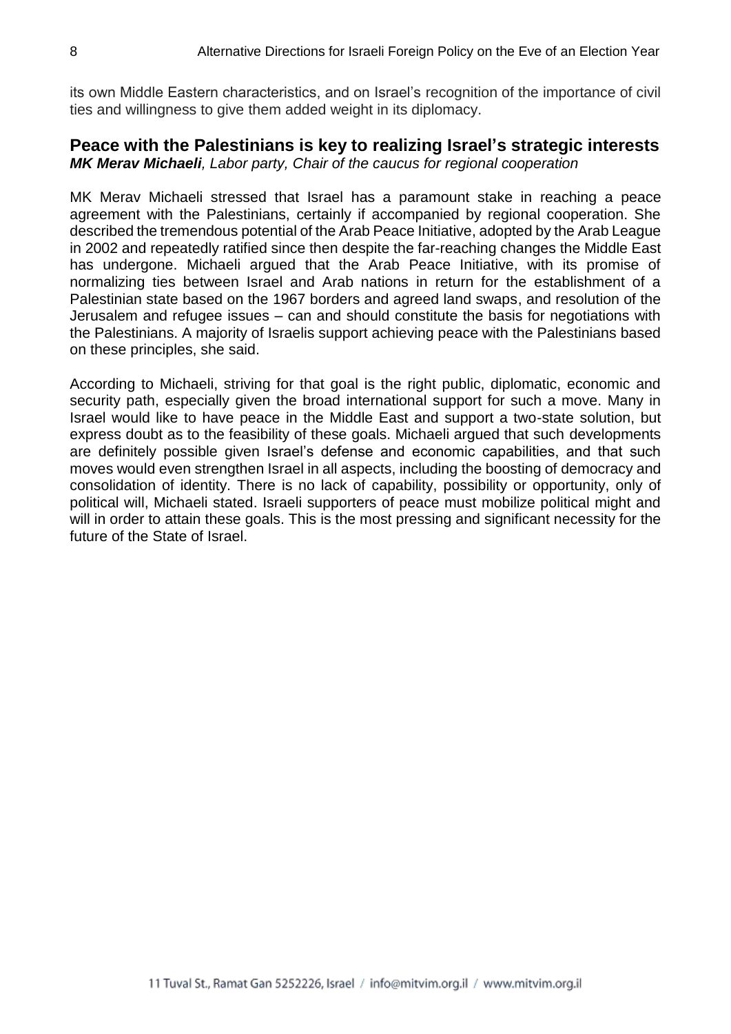its own Middle Eastern characteristics, and on Israel's recognition of the importance of civil ties and willingness to give them added weight in its diplomacy.

## Peace with the Palestinians is key to realizing Israel's strategic interests

***MK Merav Michaeli**, Labor party, Chair of the caucus for regional cooperation*

MK Merav Michaeli stressed that Israel has a paramount stake in reaching a peace agreement with the Palestinians, certainly if accompanied by regional cooperation. She described the tremendous potential of the Arab Peace Initiative, adopted by the Arab League in 2002 and repeatedly ratified since then despite the far-reaching changes the Middle East has undergone. Michaeli argued that the Arab Peace Initiative, with its promise of normalizing ties between Israel and Arab nations in return for the establishment of a Palestinian state based on the 1967 borders and agreed land swaps, and resolution of the Jerusalem and refugee issues – can and should constitute the basis for negotiations with the Palestinians. A majority of Israelis support achieving peace with the Palestinians based on these principles, she said.

According to Michaeli, striving for that goal is the right public, diplomatic, economic and security path, especially given the broad international support for such a move. Many in Israel would like to have peace in the Middle East and support a two-state solution, but express doubt as to the feasibility of these goals. Michaeli argued that such developments are definitely possible given Israel's defense and economic capabilities, and that such moves would even strengthen Israel in all aspects, including the boosting of democracy and consolidation of identity. There is no lack of capability, possibility or opportunity, only of political will, Michaeli stated. Israeli supporters of peace must mobilize political might and will in order to attain these goals. This is the most pressing and significant necessity for the future of the State of Israel.